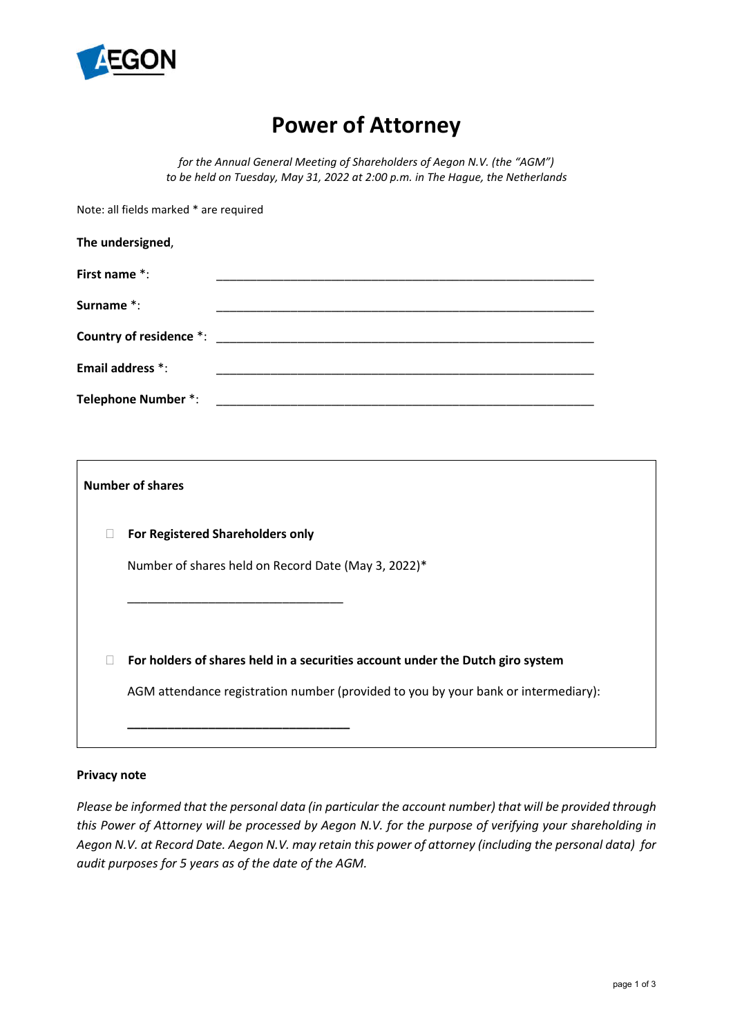# Power of Attorney

*for the Annual General Meeting of Shareholders of Aegon N.V. (the "AGM")*
*to be held on Tuesday, May 31, 2022 at 2:00 p.m. in The Hague, the Netherlands*

Note: all fields marked * are required

**The undersigned**,

**First name** *: ____________________________________________

**Surname** *: ____________________________________________

**Country of residence** *: ____________________________________________

**Email address** *: ____________________________________________

**Telephone Number** *: ____________________________________________

**Number of shares**

☐ **For Registered Shareholders only**

Number of shares held on Record Date (May 3, 2022)*

______________________________

☐ **For holders of shares held in a securities account under the Dutch giro system**

AGM attendance registration number (provided to you by your bank or intermediary):

______________________________

**Privacy note**

*Please be informed that the personal data (in particular the account number) that will be provided through this Power of Attorney will be processed by Aegon N.V. for the purpose of verifying your shareholding in Aegon N.V. at Record Date. Aegon N.V. may retain this power of attorney (including the personal data) for audit purposes for 5 years as of the date of the AGM.*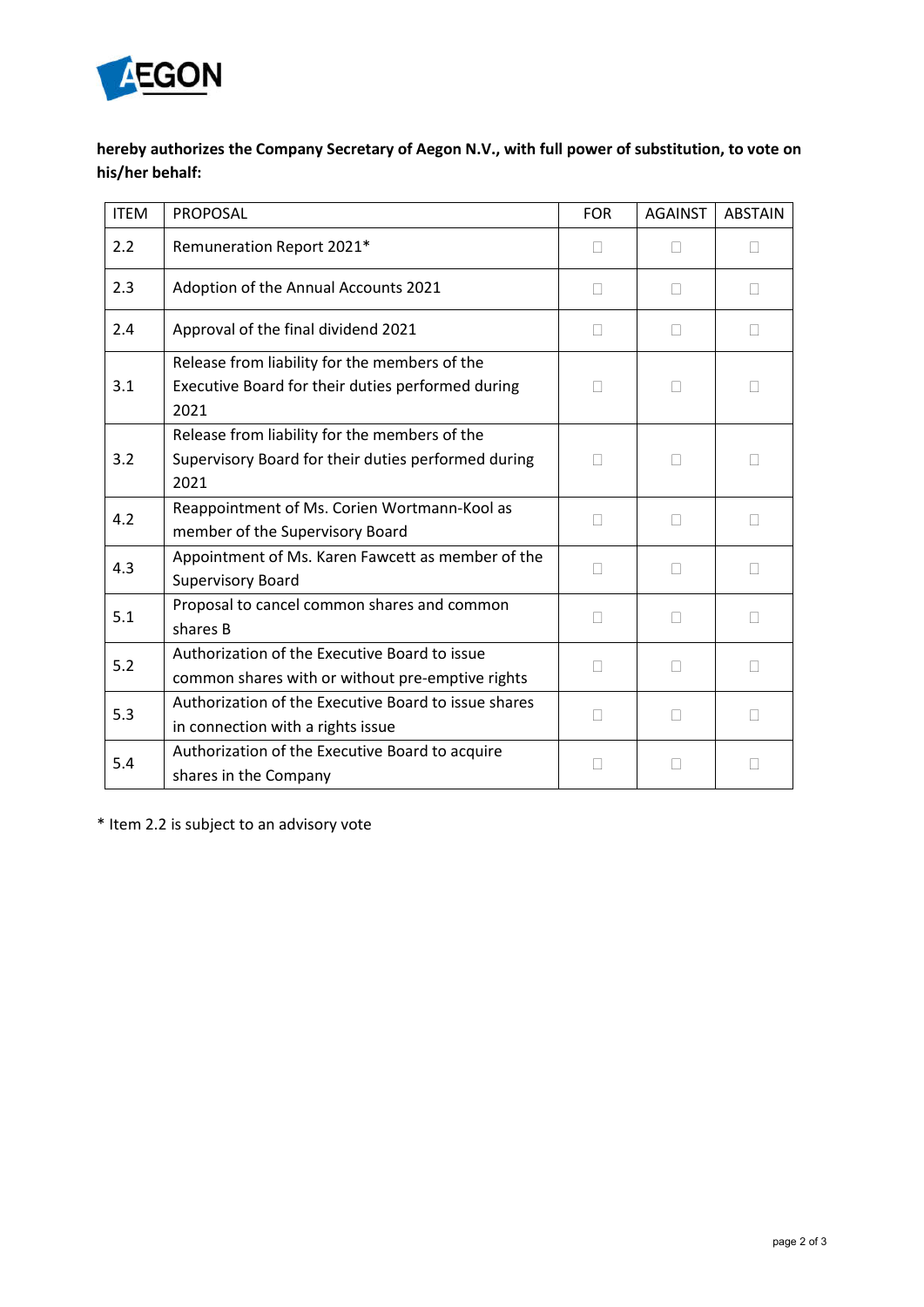**hereby authorizes the Company Secretary of Aegon N.V., with full power of substitution, to vote on his/her behalf:**

| ITEM | PROPOSAL | FOR | AGAINST | ABSTAIN |
|---|---|---|---|---|
| 2.2 | Remuneration Report 2021* | ☐ | ☐ | ☐ |
| 2.3 | Adoption of the Annual Accounts 2021 | ☐ | ☐ | ☐ |
| 2.4 | Approval of the final dividend 2021 | ☐ | ☐ | ☐ |
| 3.1 | Release from liability for the members of the Executive Board for their duties performed during 2021 | ☐ | ☐ | ☐ |
| 3.2 | Release from liability for the members of the Supervisory Board for their duties performed during 2021 | ☐ | ☐ | ☐ |
| 4.2 | Reappointment of Ms. Corien Wortmann-Kool as member of the Supervisory Board | ☐ | ☐ | ☐ |
| 4.3 | Appointment of Ms. Karen Fawcett as member of the Supervisory Board | ☐ | ☐ | ☐ |
| 5.1 | Proposal to cancel common shares and common shares B | ☐ | ☐ | ☐ |
| 5.2 | Authorization of the Executive Board to issue common shares with or without pre-emptive rights | ☐ | ☐ | ☐ |
| 5.3 | Authorization of the Executive Board to issue shares in connection with a rights issue | ☐ | ☐ | ☐ |
| 5.4 | Authorization of the Executive Board to acquire shares in the Company | ☐ | ☐ | ☐ |

* Item 2.2 is subject to an advisory vote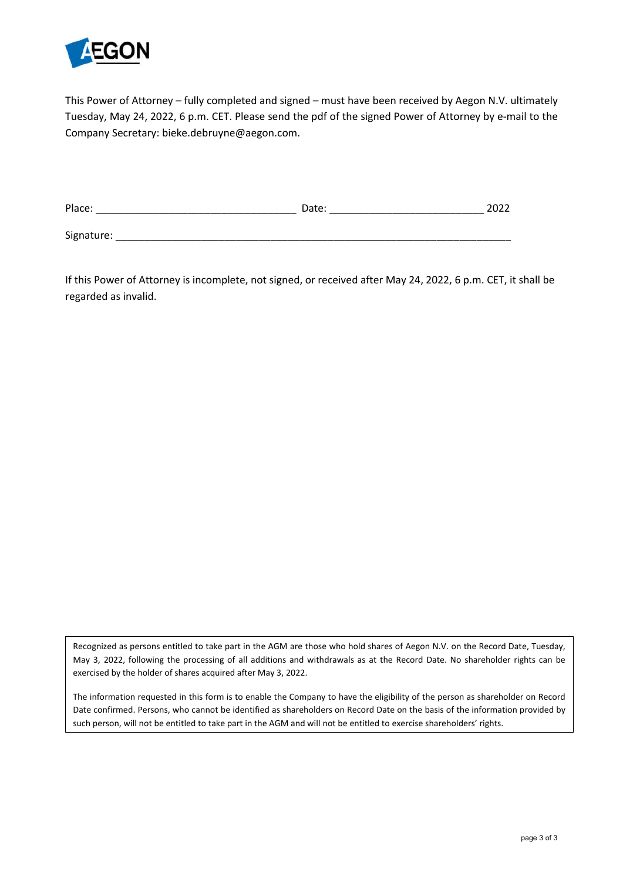This Power of Attorney – fully completed and signed – must have been received by Aegon N.V. ultimately Tuesday, May 24, 2022, 6 p.m. CET. Please send the pdf of the signed Power of Attorney by e-mail to the Company Secretary: bieke.debruyne@aegon.com.

Place: ___________________________________ Date: ___________________________ 2022

Signature: _____________________________________________________________________

If this Power of Attorney is incomplete, not signed, or received after May 24, 2022, 6 p.m. CET, it shall be regarded as invalid.

Recognized as persons entitled to take part in the AGM are those who hold shares of Aegon N.V. on the Record Date, Tuesday, May 3, 2022, following the processing of all additions and withdrawals as at the Record Date. No shareholder rights can be exercised by the holder of shares acquired after May 3, 2022.

The information requested in this form is to enable the Company to have the eligibility of the person as shareholder on Record Date confirmed. Persons, who cannot be identified as shareholders on Record Date on the basis of the information provided by such person, will not be entitled to take part in the AGM and will not be entitled to exercise shareholders' rights.